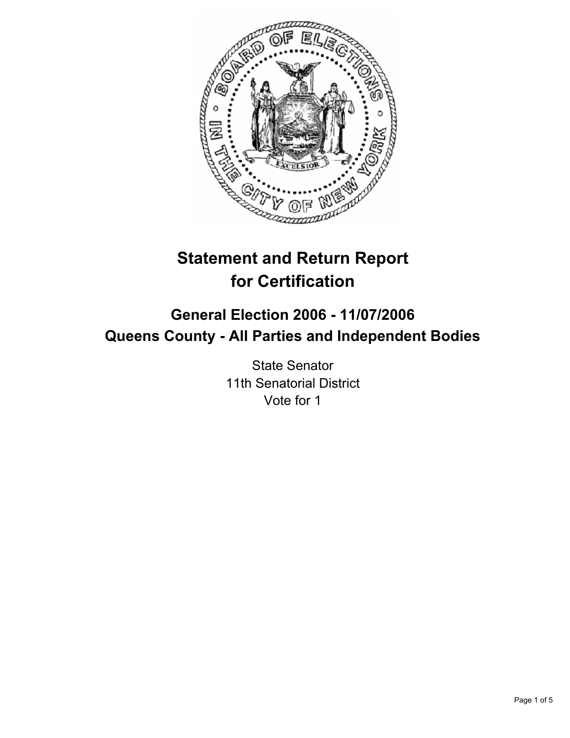# Statement and Return Report for Certification

## General Election 2006 - 11/07/2006
## Queens County - All Parties and Independent Bodies

State Senator
11th Senatorial District
Vote for 1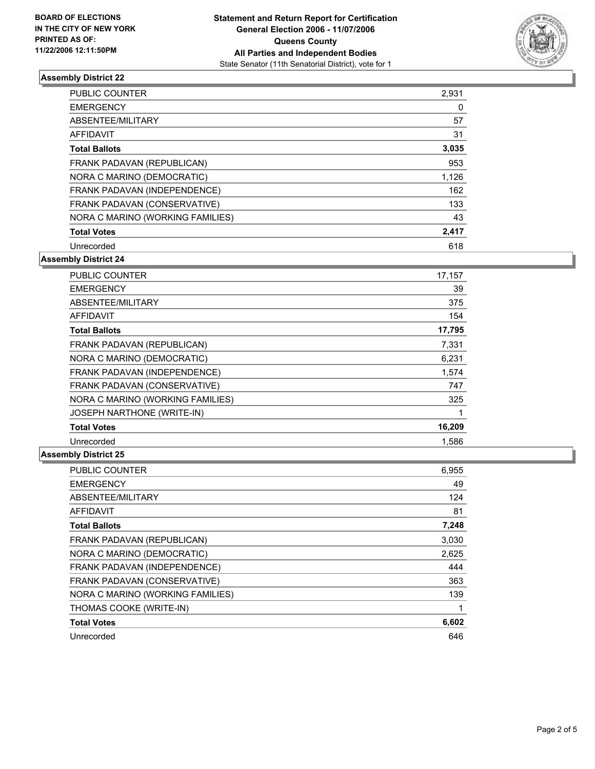**BOARD OF ELECTIONS IN THE CITY OF NEW YORK PRINTED AS OF: 11/22/2006 12:11:50PM**

**Statement and Return Report for Certification**
**General Election 2006 - 11/07/2006**
**Queens County**
**All Parties and Independent Bodies**
State Senator (11th Senatorial District), vote for 1

## Assembly District 22

| | |
|---|---|
| PUBLIC COUNTER | 2,931 |
| EMERGENCY | 0 |
| ABSENTEE/MILITARY | 57 |
| AFFIDAVIT | 31 |
| **Total Ballots** | **3,035** |
| FRANK PADAVAN (REPUBLICAN) | 953 |
| NORA C MARINO (DEMOCRATIC) | 1,126 |
| FRANK PADAVAN (INDEPENDENCE) | 162 |
| FRANK PADAVAN (CONSERVATIVE) | 133 |
| NORA C MARINO (WORKING FAMILIES) | 43 |
| **Total Votes** | **2,417** |
| Unrecorded | 618 |

## Assembly District 24

| | |
|---|---|
| PUBLIC COUNTER | 17,157 |
| EMERGENCY | 39 |
| ABSENTEE/MILITARY | 375 |
| AFFIDAVIT | 154 |
| **Total Ballots** | **17,795** |
| FRANK PADAVAN (REPUBLICAN) | 7,331 |
| NORA C MARINO (DEMOCRATIC) | 6,231 |
| FRANK PADAVAN (INDEPENDENCE) | 1,574 |
| FRANK PADAVAN (CONSERVATIVE) | 747 |
| NORA C MARINO (WORKING FAMILIES) | 325 |
| JOSEPH NARTHONE (WRITE-IN) | 1 |
| **Total Votes** | **16,209** |
| Unrecorded | 1,586 |

## Assembly District 25

| | |
|---|---|
| PUBLIC COUNTER | 6,955 |
| EMERGENCY | 49 |
| ABSENTEE/MILITARY | 124 |
| AFFIDAVIT | 81 |
| **Total Ballots** | **7,248** |
| FRANK PADAVAN (REPUBLICAN) | 3,030 |
| NORA C MARINO (DEMOCRATIC) | 2,625 |
| FRANK PADAVAN (INDEPENDENCE) | 444 |
| FRANK PADAVAN (CONSERVATIVE) | 363 |
| NORA C MARINO (WORKING FAMILIES) | 139 |
| THOMAS COOKE (WRITE-IN) | 1 |
| **Total Votes** | **6,602** |
| Unrecorded | 646 |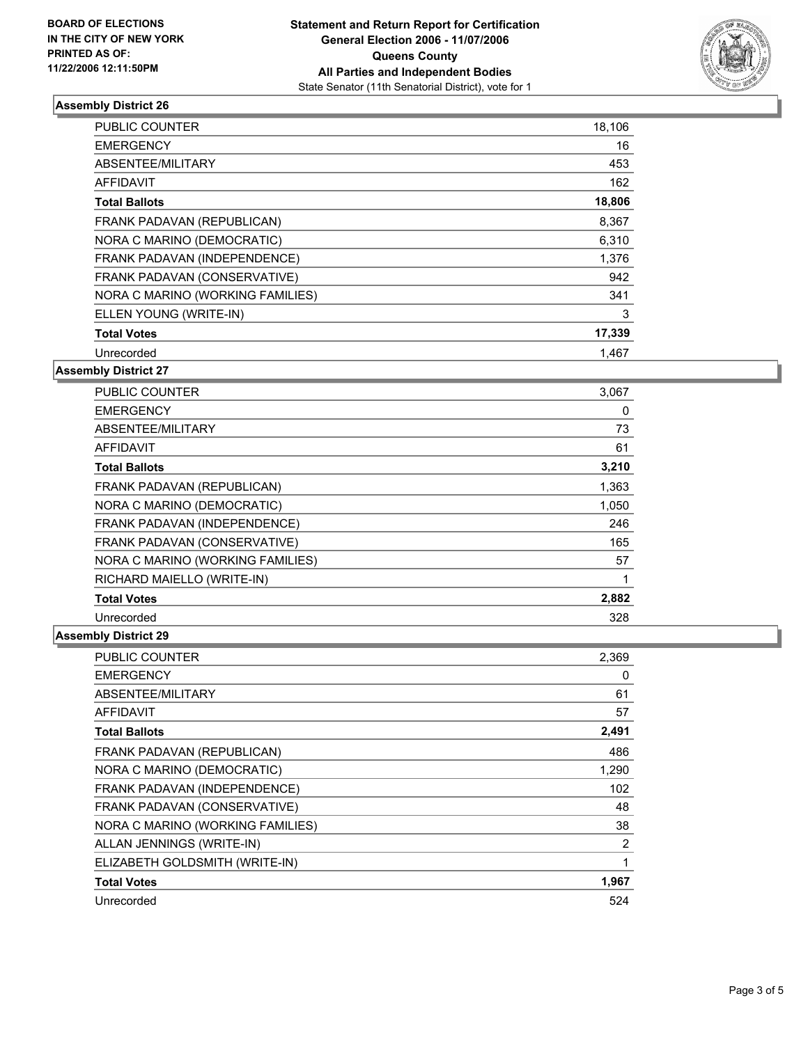**BOARD OF ELECTIONS**
**IN THE CITY OF NEW YORK**
**PRINTED AS OF:**
**11/22/2006 12:11:50PM**

**Statement and Return Report for Certification**
**General Election 2006 - 11/07/2006**
**Queens County**
**All Parties and Independent Bodies**
State Senator (11th Senatorial District), vote for 1

### Assembly District 26

| | |
|---|---|
| PUBLIC COUNTER | 18,106 |
| EMERGENCY | 16 |
| ABSENTEE/MILITARY | 453 |
| AFFIDAVIT | 162 |
| **Total Ballots** | **18,806** |
| FRANK PADAVAN (REPUBLICAN) | 8,367 |
| NORA C MARINO (DEMOCRATIC) | 6,310 |
| FRANK PADAVAN (INDEPENDENCE) | 1,376 |
| FRANK PADAVAN (CONSERVATIVE) | 942 |
| NORA C MARINO (WORKING FAMILIES) | 341 |
| ELLEN YOUNG (WRITE-IN) | 3 |
| **Total Votes** | **17,339** |
| Unrecorded | 1,467 |

### Assembly District 27

| | |
|---|---|
| PUBLIC COUNTER | 3,067 |
| EMERGENCY | 0 |
| ABSENTEE/MILITARY | 73 |
| AFFIDAVIT | 61 |
| **Total Ballots** | **3,210** |
| FRANK PADAVAN (REPUBLICAN) | 1,363 |
| NORA C MARINO (DEMOCRATIC) | 1,050 |
| FRANK PADAVAN (INDEPENDENCE) | 246 |
| FRANK PADAVAN (CONSERVATIVE) | 165 |
| NORA C MARINO (WORKING FAMILIES) | 57 |
| RICHARD MAIELLO (WRITE-IN) | 1 |
| **Total Votes** | **2,882** |
| Unrecorded | 328 |

### Assembly District 29

| | |
|---|---|
| PUBLIC COUNTER | 2,369 |
| EMERGENCY | 0 |
| ABSENTEE/MILITARY | 61 |
| AFFIDAVIT | 57 |
| **Total Ballots** | **2,491** |
| FRANK PADAVAN (REPUBLICAN) | 486 |
| NORA C MARINO (DEMOCRATIC) | 1,290 |
| FRANK PADAVAN (INDEPENDENCE) | 102 |
| FRANK PADAVAN (CONSERVATIVE) | 48 |
| NORA C MARINO (WORKING FAMILIES) | 38 |
| ALLAN JENNINGS (WRITE-IN) | 2 |
| ELIZABETH GOLDSMITH (WRITE-IN) | 1 |
| **Total Votes** | **1,967** |
| Unrecorded | 524 |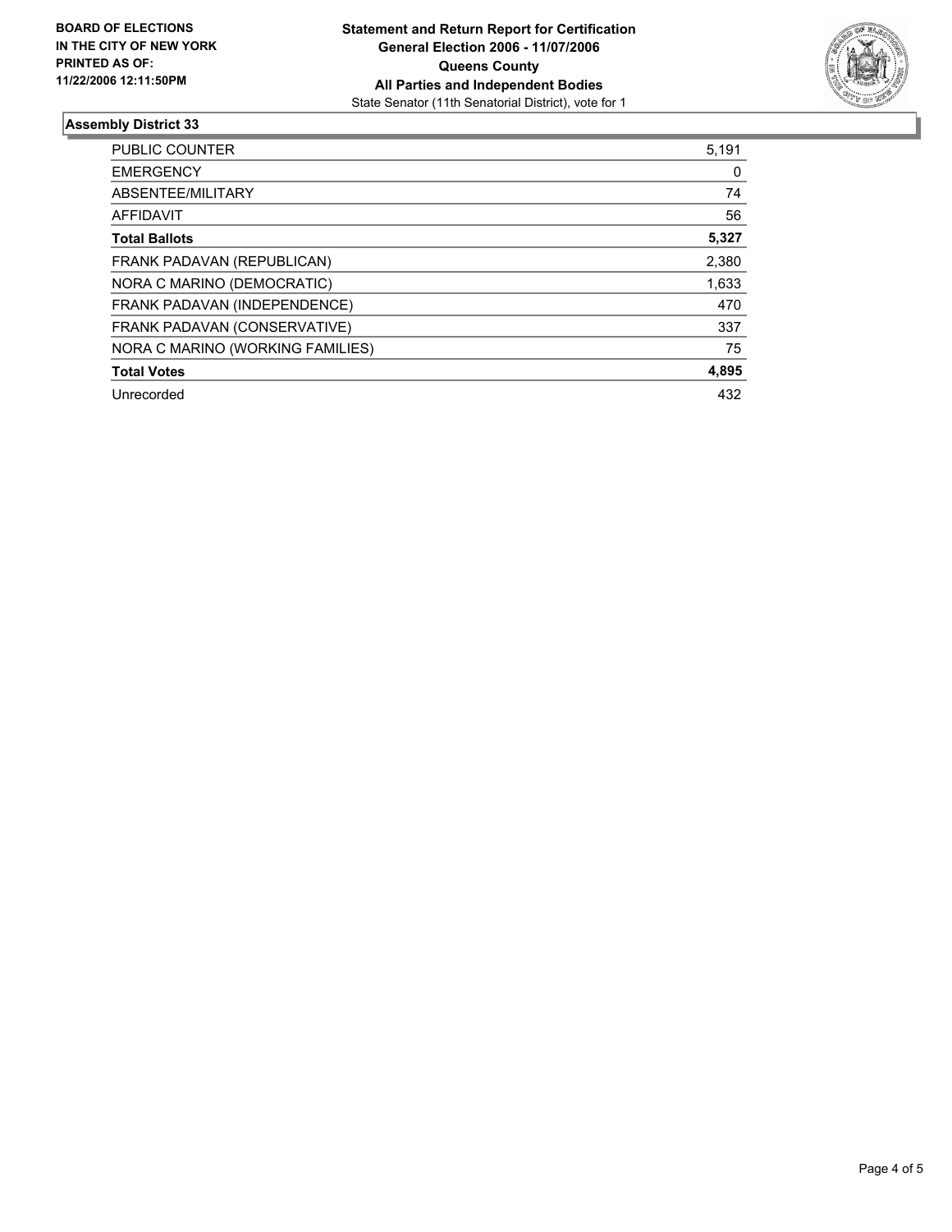**BOARD OF ELECTIONS**
**IN THE CITY OF NEW YORK**
**PRINTED AS OF:**
**11/22/2006 12:11:50PM**

**Statement and Return Report for Certification**
**General Election 2006 - 11/07/2006**
**Queens County**
**All Parties and Independent Bodies**
State Senator (11th Senatorial District), vote for 1

## Assembly District 33

| | |
|---|---|
| PUBLIC COUNTER | 5,191 |
| EMERGENCY | 0 |
| ABSENTEE/MILITARY | 74 |
| AFFIDAVIT | 56 |
| **Total Ballots** | **5,327** |
| FRANK PADAVAN (REPUBLICAN) | 2,380 |
| NORA C MARINO (DEMOCRATIC) | 1,633 |
| FRANK PADAVAN (INDEPENDENCE) | 470 |
| FRANK PADAVAN (CONSERVATIVE) | 337 |
| NORA C MARINO (WORKING FAMILIES) | 75 |
| **Total Votes** | **4,895** |
| Unrecorded | 432 |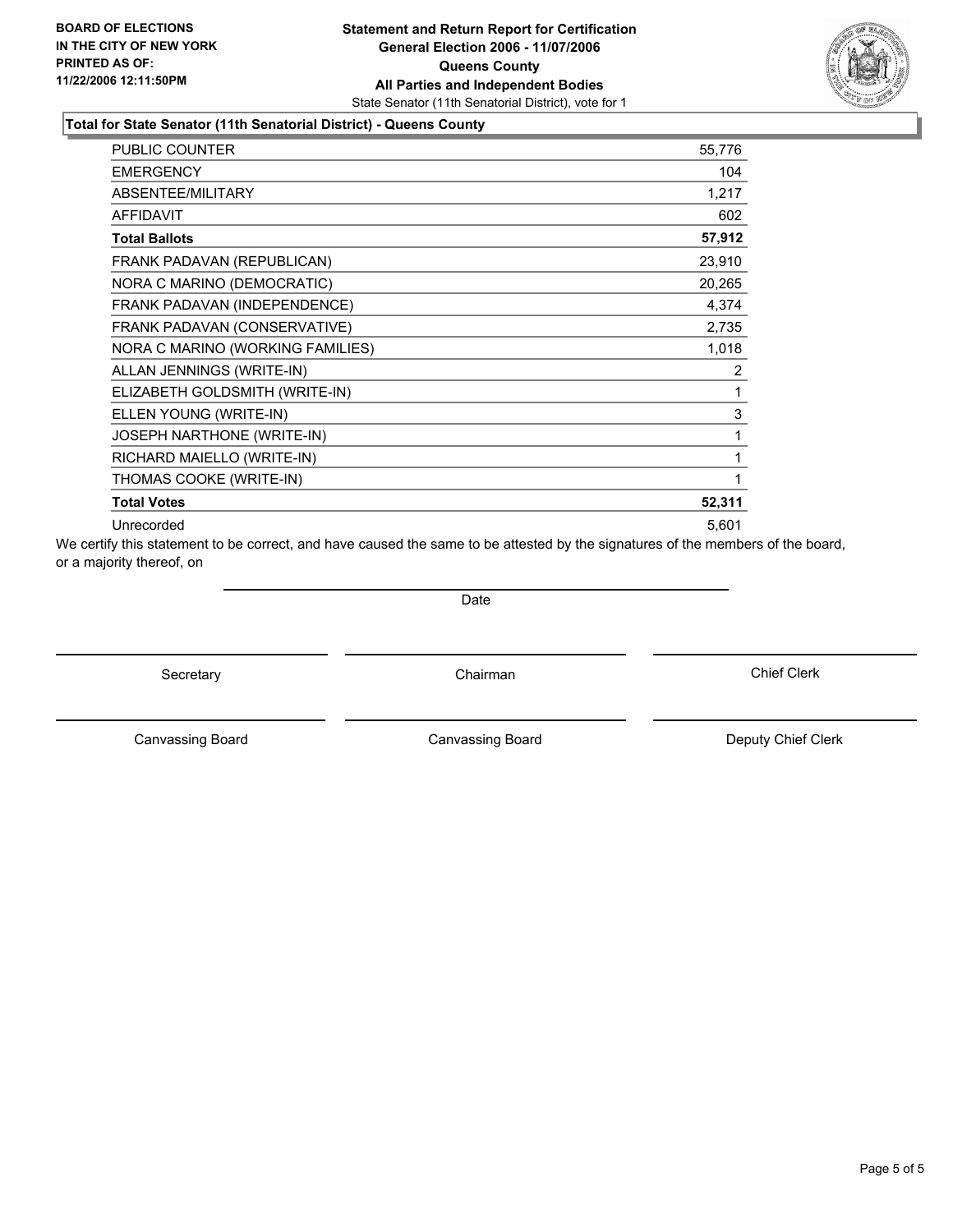**BOARD OF ELECTIONS IN THE CITY OF NEW YORK PRINTED AS OF: 11/22/2006 12:11:50PM**

**Statement and Return Report for Certification**
**General Election 2006 - 11/07/2006**
**Queens County**
**All Parties and Independent Bodies**
State Senator (11th Senatorial District), vote for 1

**Total for State Senator (11th Senatorial District) - Queens County**

| | |
|---|---|
| PUBLIC COUNTER | 55,776 |
| EMERGENCY | 104 |
| ABSENTEE/MILITARY | 1,217 |
| AFFIDAVIT | 602 |
| **Total Ballots** | **57,912** |
| FRANK PADAVAN (REPUBLICAN) | 23,910 |
| NORA C MARINO (DEMOCRATIC) | 20,265 |
| FRANK PADAVAN (INDEPENDENCE) | 4,374 |
| FRANK PADAVAN (CONSERVATIVE) | 2,735 |
| NORA C MARINO (WORKING FAMILIES) | 1,018 |
| ALLAN JENNINGS (WRITE-IN) | 2 |
| ELIZABETH GOLDSMITH (WRITE-IN) | 1 |
| ELLEN YOUNG (WRITE-IN) | 3 |
| JOSEPH NARTHONE (WRITE-IN) | 1 |
| RICHARD MAIELLO (WRITE-IN) | 1 |
| THOMAS COOKE (WRITE-IN) | 1 |
| **Total Votes** | **52,311** |
| Unrecorded | 5,601 |

We certify this statement to be correct, and have caused the same to be attested by the signatures of the members of the board, or a majority thereof, on

Date

Secretary | Chairman | Chief Clerk

Canvassing Board | Canvassing Board | Deputy Chief Clerk